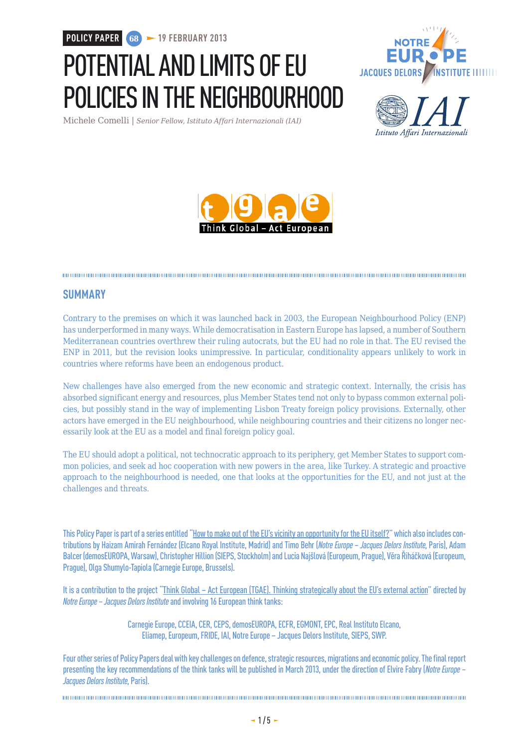POLICY PAPER 68 — 19 FEBRUARY 2013

# POTENTIAL AND LIMITS OF EU POLICIES IN THE NEIGHBOURHOOD

Michele Comelli | *Senior Fellow, Istituto Affari Internazionali (IAI)*

## SUMMARY

Contrary to the premises on which it was launched back in 2003, the European Neighbourhood Policy (ENP) has underperformed in many ways. While democratisation in Eastern Europe has lapsed, a number of Southern Mediterranean countries overthrew their ruling autocrats, but the EU had no role in that. The EU revised the ENP in 2011, but the revision looks unimpressive. In particular, conditionality appears unlikely to work in countries where reforms have been an endogenous product.

New challenges have also emerged from the new economic and strategic context. Internally, the crisis has absorbed significant energy and resources, plus Member States tend not only to bypass common external policies, but possibly stand in the way of implementing Lisbon Treaty foreign policy provisions. Externally, other actors have emerged in the EU neighbourhood, while neighbouring countries and their citizens no longer necessarily look at the EU as a model and final foreign policy goal.

The EU should adopt a political, not technocratic approach to its periphery, get Member States to support common policies, and seek ad hoc cooperation with new powers in the area, like Turkey. A strategic and proactive approach to the neighbourhood is needed, one that looks at the opportunities for the EU, and not just at the challenges and threats.

This Policy Paper is part of a series entitled "How to make out of the EU's vicinity an opportunity for the EU itself?" which also includes contributions by Haizam Amirah Fernández (Elcano Royal Institute, Madrid) and Timo Behr (*Notre Europe – Jacques Delors Institute*, Paris), Adam Balcer (demosEUROPA, Warsaw), Christopher Hillion (SIEPS, Stockholm) and Lucia Najšlová (Europeum, Prague), Věra Řiháčková (Europeum, Prague), Olga Shumylo-Tapiola (Carnegie Europe, Brussels).

It is a contribution to the project "Think Global – Act European (TGAE). Thinking strategically about the EU's external action" directed by *Notre Europe – Jacques Delors Institute* and involving 16 European think tanks:

Carnegie Europe, CCEIA, CER, CEPS, demosEUROPA, ECFR, EGMONT, EPC, Real Instituto Elcano, Eliamep, Europeum, FRIDE, IAI, Notre Europe – Jacques Delors Institute, SIEPS, SWP.

Four other series of Policy Papers deal with key challenges on defence, strategic resources, migrations and economic policy. The final report presenting the key recommendations of the think tanks will be published in March 2013, under the direction of Elvire Fabry (*Notre Europe – Jacques Delors Institute*, Paris).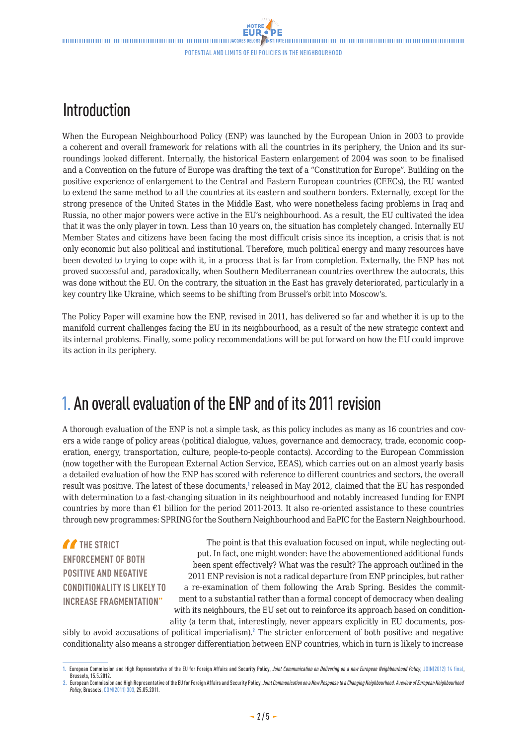# Introduction

When the European Neighbourhood Policy (ENP) was launched by the European Union in 2003 to provide a coherent and overall framework for relations with all the countries in its periphery, the Union and its surroundings looked different. Internally, the historical Eastern enlargement of 2004 was soon to be finalised and a Convention on the future of Europe was drafting the text of a "Constitution for Europe". Building on the positive experience of enlargement to the Central and Eastern European countries (CEECs), the EU wanted to extend the same method to all the countries at its eastern and southern borders. Externally, except for the strong presence of the United States in the Middle East, who were nonetheless facing problems in Iraq and Russia, no other major powers were active in the EU's neighbourhood. As a result, the EU cultivated the idea that it was the only player in town. Less than 10 years on, the situation has completely changed. Internally EU Member States and citizens have been facing the most difficult crisis since its inception, a crisis that is not only economic but also political and institutional. Therefore, much political energy and many resources have been devoted to trying to cope with it, in a process that is far from completion. Externally, the ENP has not proved successful and, paradoxically, when Southern Mediterranean countries overthrew the autocrats, this was done without the EU. On the contrary, the situation in the East has gravely deteriorated, particularly in a key country like Ukraine, which seems to be shifting from Brussel's orbit into Moscow's.

The Policy Paper will examine how the ENP, revised in 2011, has delivered so far and whether it is up to the manifold current challenges facing the EU in its neighbourhood, as a result of the new strategic context and its internal problems. Finally, some policy recommendations will be put forward on how the EU could improve its action in its periphery.

# 1. An overall evaluation of the ENP and of its 2011 revision

A thorough evaluation of the ENP is not a simple task, as this policy includes as many as 16 countries and covers a wide range of policy areas (political dialogue, values, governance and democracy, trade, economic cooperation, energy, transportation, culture, people-to-people contacts). According to the European Commission (now together with the European External Action Service, EEAS), which carries out on an almost yearly basis a detailed evaluation of how the ENP has scored with reference to different countries and sectors, the overall result was positive. The latest of these documents,[1] released in May 2012, claimed that the EU has responded with determination to a fast-changing situation in its neighbourhood and notably increased funding for ENPI countries by more than €1 billion for the period 2011-2013. It also re-oriented assistance to these countries through new programmes: SPRING for the Southern Neighbourhood and EaPIC for the Eastern Neighbourhood.

> "THE STRICT ENFORCEMENT OF BOTH POSITIVE AND NEGATIVE CONDITIONALITY IS LIKELY TO INCREASE FRAGMENTATION"

The point is that this evaluation focused on input, while neglecting output. In fact, one might wonder: have the abovementioned additional funds been spent effectively? What was the result? The approach outlined in the 2011 ENP revision is not a radical departure from ENP principles, but rather a re-examination of them following the Arab Spring. Besides the commitment to a substantial rather than a formal concept of democracy when dealing with its neighbours, the EU set out to reinforce its approach based on conditionality (a term that, interestingly, never appears explicitly in EU documents, possibly to avoid accusations of political imperialism).[2] The stricter enforcement of both positive and negative conditionality also means a stronger differentiation between ENP countries, which in turn is likely to increase

---

1. European Commission and High Representative of the EU for Foreign Affairs and Security Policy, *Joint Communication on Delivering on a new European Neighbourhood Policy*, JOIN(2012) 14 final, Brussels, 15.5.2012.
2. European Commission and High Representative of the EU for Foreign Affairs and Security Policy, *Joint Communication on a New Response to a Changing Neighbourhood. A review of European Neighbourhood Policy*, Brussels, COM(2011) 303, 25.05.2011.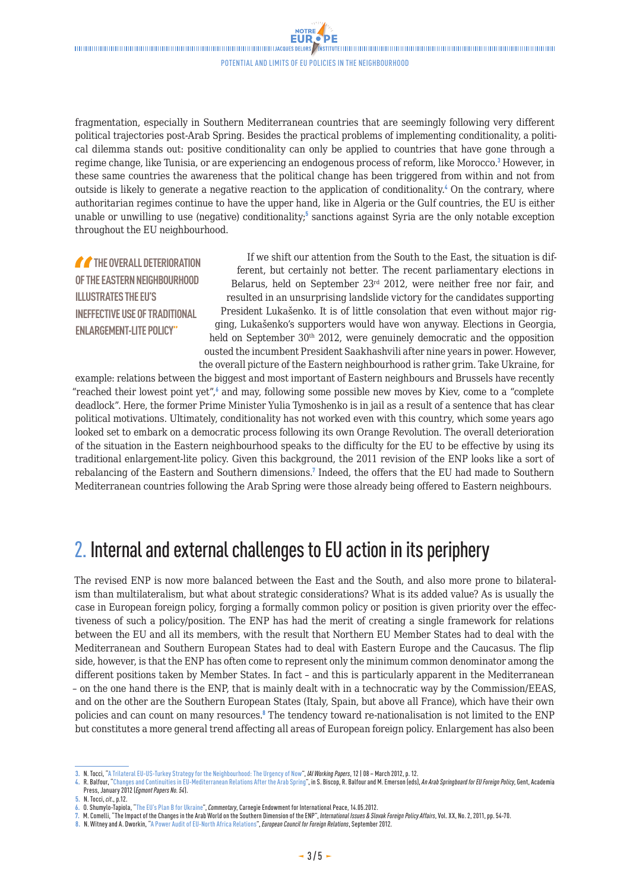fragmentation, especially in Southern Mediterranean countries that are seemingly following very different political trajectories post-Arab Spring. Besides the practical problems of implementing conditionality, a political dilemma stands out: positive conditionality can only be applied to countries that have gone through a regime change, like Tunisia, or are experiencing an endogenous process of reform, like Morocco.[3] However, in these same countries the awareness that the political change has been triggered from within and not from outside is likely to generate a negative reaction to the application of conditionality.[4] On the contrary, where authoritarian regimes continue to have the upper hand, like in Algeria or the Gulf countries, the EU is either unable or unwilling to use (negative) conditionality;[5] sanctions against Syria are the only notable exception throughout the EU neighbourhood.

> "THE OVERALL DETERIORATION OF THE EASTERN NEIGHBOURHOOD ILLUSTRATES THE EU'S INEFFECTIVE USE OF TRADITIONAL ENLARGEMENT-LITE POLICY"

If we shift our attention from the South to the East, the situation is different, but certainly not better. The recent parliamentary elections in Belarus, held on September 23rd 2012, were neither free nor fair, and resulted in an unsurprising landslide victory for the candidates supporting President Lukašenko. It is of little consolation that even without major rigging, Lukašenko's supporters would have won anyway. Elections in Georgia, held on September 30th 2012, were genuinely democratic and the opposition ousted the incumbent President Saakhashvili after nine years in power. However, the overall picture of the Eastern neighbourhood is rather grim. Take Ukraine, for example: relations between the biggest and most important of Eastern neighbours and Brussels have recently "reached their lowest point yet",[6] and may, following some possible new moves by Kiev, come to a "complete deadlock". Here, the former Prime Minister Yulia Tymoshenko is in jail as a result of a sentence that has clear political motivations. Ultimately, conditionality has not worked even with this country, which some years ago looked set to embark on a democratic process following its own Orange Revolution. The overall deterioration of the situation in the Eastern neighbourhood speaks to the difficulty for the EU to be effective by using its traditional enlargement-lite policy. Given this background, the 2011 revision of the ENP looks like a sort of rebalancing of the Eastern and Southern dimensions.[7] Indeed, the offers that the EU had made to Southern Mediterranean countries following the Arab Spring were those already being offered to Eastern neighbours.

## 2. Internal and external challenges to EU action in its periphery

The revised ENP is now more balanced between the East and the South, and also more prone to bilateralism than multilateralism, but what about strategic considerations? What is its added value? As is usually the case in European foreign policy, forging a formally common policy or position is given priority over the effectiveness of such a policy/position. The ENP has had the merit of creating a single framework for relations between the EU and all its members, with the result that Northern EU Member States had to deal with the Mediterranean and Southern European States had to deal with Eastern Europe and the Caucasus. The flip side, however, is that the ENP has often come to represent only the minimum common denominator among the different positions taken by Member States. In fact – and this is particularly apparent in the Mediterranean – on the one hand there is the ENP, that is mainly dealt with in a technocratic way by the Commission/EEAS, and on the other are the Southern European States (Italy, Spain, but above all France), which have their own policies and can count on many resources.[8] The tendency toward re-nationalisation is not limited to the ENP but constitutes a more general trend affecting all areas of European foreign policy. Enlargement has also been

---

3. N. Tocci, "A Trilateral EU-US-Turkey Strategy for the Neighbourhood: The Urgency of Now", *IAI Working Papers*, 12 | 08 – March 2012, p. 12.
4. R. Balfour, "Changes and Continuities in EU-Mediterranean Relations After the Arab Spring", in S. Biscop, R. Balfour and M. Emerson (eds), *An Arab Springboard for EU Foreign Policy*, Gent, Academia Press, January 2012 (*Egmont Papers No. 54*).
5. N. Tocci, *cit.*, p.12.
6. O. Shumylo-Tapiola, "The EU's Plan B for Ukraine", *Commentary*, Carnegie Endowment for International Peace, 14.05.2012.
7. M. Comelli, "The Impact of the Changes in the Arab World on the Southern Dimension of the ENP", *International Issues & Slovak Foreign Policy Affairs*, Vol. XX, No. 2, 2011, pp. 54-70.
8. N. Witney and A. Dworkin, "A Power Audit of EU-North Africa Relations", *European Council for Foreign Relations*, September 2012.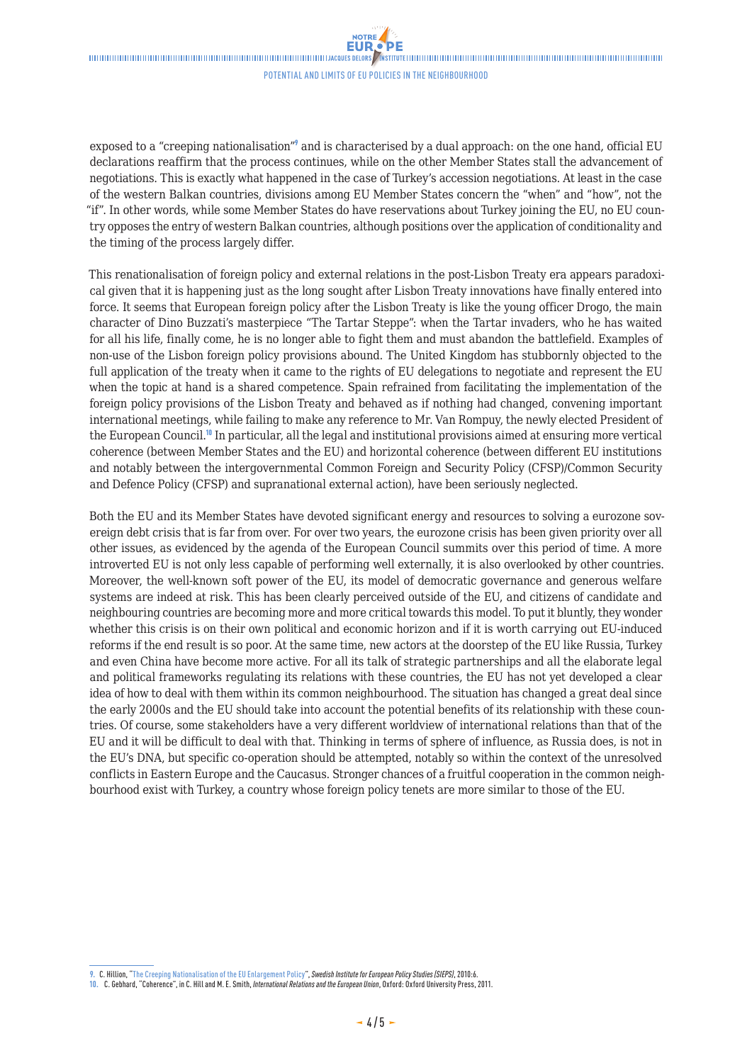exposed to a "creeping nationalisation"[9] and is characterised by a dual approach: on the one hand, official EU declarations reaffirm that the process continues, while on the other Member States stall the advancement of negotiations. This is exactly what happened in the case of Turkey's accession negotiations. At least in the case of the western Balkan countries, divisions among EU Member States concern the "when" and "how", not the "if". In other words, while some Member States do have reservations about Turkey joining the EU, no EU country opposes the entry of western Balkan countries, although positions over the application of conditionality and the timing of the process largely differ.

This renationalisation of foreign policy and external relations in the post-Lisbon Treaty era appears paradoxical given that it is happening just as the long sought after Lisbon Treaty innovations have finally entered into force. It seems that European foreign policy after the Lisbon Treaty is like the young officer Drogo, the main character of Dino Buzzati's masterpiece "The Tartar Steppe": when the Tartar invaders, who he has waited for all his life, finally come, he is no longer able to fight them and must abandon the battlefield. Examples of non-use of the Lisbon foreign policy provisions abound. The United Kingdom has stubbornly objected to the full application of the treaty when it came to the rights of EU delegations to negotiate and represent the EU when the topic at hand is a shared competence. Spain refrained from facilitating the implementation of the foreign policy provisions of the Lisbon Treaty and behaved as if nothing had changed, convening important international meetings, while failing to make any reference to Mr. Van Rompuy, the newly elected President of the European Council.[10] In particular, all the legal and institutional provisions aimed at ensuring more vertical coherence (between Member States and the EU) and horizontal coherence (between different EU institutions and notably between the intergovernmental Common Foreign and Security Policy (CFSP)/Common Security and Defence Policy (CFSP) and supranational external action), have been seriously neglected.

Both the EU and its Member States have devoted significant energy and resources to solving a eurozone sovereign debt crisis that is far from over. For over two years, the eurozone crisis has been given priority over all other issues, as evidenced by the agenda of the European Council summits over this period of time. A more introverted EU is not only less capable of performing well externally, it is also overlooked by other countries. Moreover, the well-known soft power of the EU, its model of democratic governance and generous welfare systems are indeed at risk. This has been clearly perceived outside of the EU, and citizens of candidate and neighbouring countries are becoming more and more critical towards this model. To put it bluntly, they wonder whether this crisis is on their own political and economic horizon and if it is worth carrying out EU-induced reforms if the end result is so poor. At the same time, new actors at the doorstep of the EU like Russia, Turkey and even China have become more active. For all its talk of strategic partnerships and all the elaborate legal and political frameworks regulating its relations with these countries, the EU has not yet developed a clear idea of how to deal with them within its common neighbourhood. The situation has changed a great deal since the early 2000s and the EU should take into account the potential benefits of its relationship with these countries. Of course, some stakeholders have a very different worldview of international relations than that of the EU and it will be difficult to deal with that. Thinking in terms of sphere of influence, as Russia does, is not in the EU's DNA, but specific co-operation should be attempted, notably so within the context of the unresolved conflicts in Eastern Europe and the Caucasus. Stronger chances of a fruitful cooperation in the common neighbourhood exist with Turkey, a country whose foreign policy tenets are more similar to those of the EU.

---

9. C. Hillion, "The Creeping Nationalisation of the EU Enlargement Policy", *Swedish Institute for European Policy Studies (SIEPS)*, 2010:6.

10. C. Gebhard, "Coherence", in C. Hill and M. E. Smith, *International Relations and the European Union*, Oxford: Oxford University Press, 2011.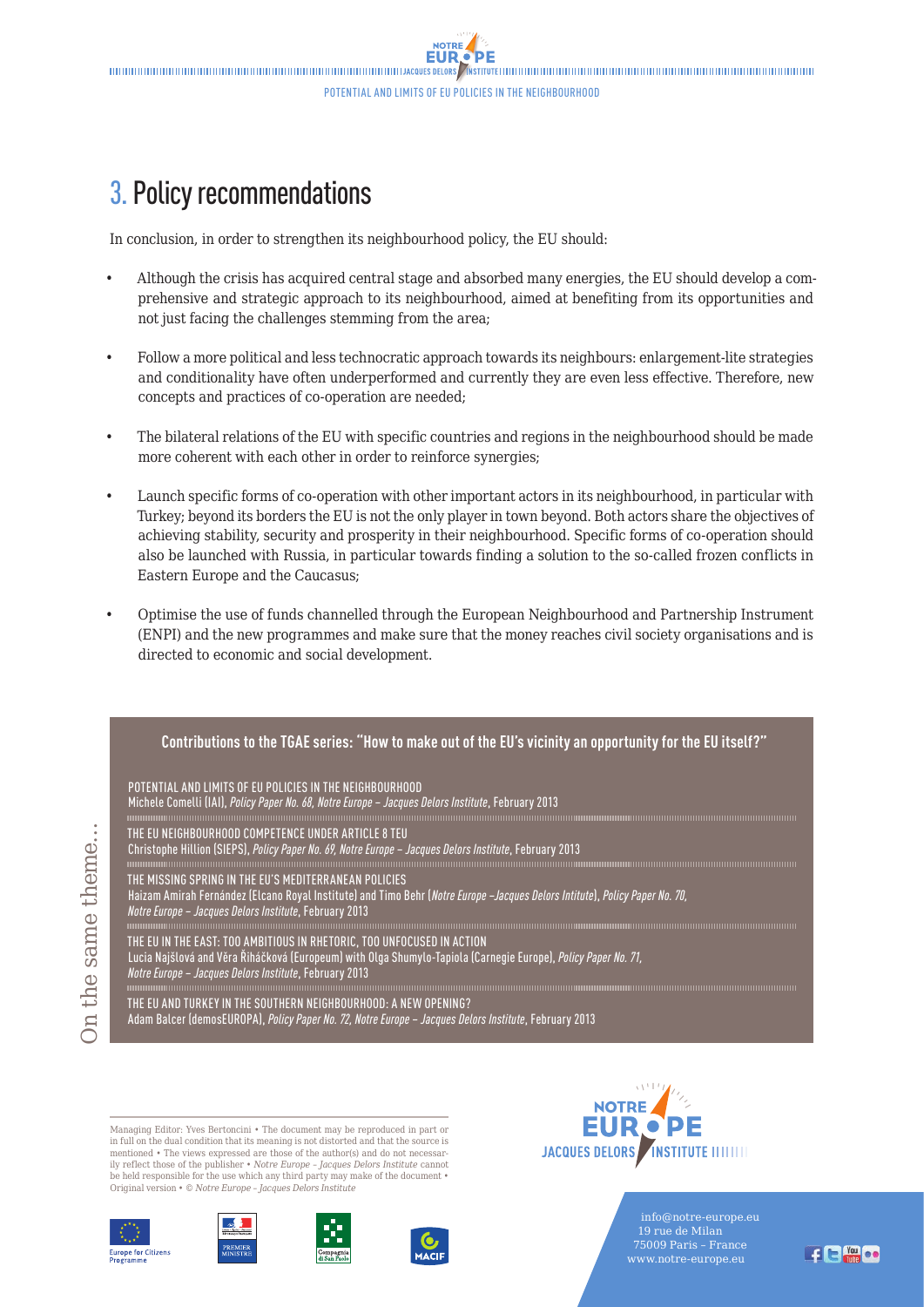## 3. Policy recommendations

In conclusion, in order to strengthen its neighbourhood policy, the EU should:

- Although the crisis has acquired central stage and absorbed many energies, the EU should develop a comprehensive and strategic approach to its neighbourhood, aimed at benefiting from its opportunities and not just facing the challenges stemming from the area;
- Follow a more political and less technocratic approach towards its neighbours: enlargement-lite strategies and conditionality have often underperformed and currently they are even less effective. Therefore, new concepts and practices of co-operation are needed;
- The bilateral relations of the EU with specific countries and regions in the neighbourhood should be made more coherent with each other in order to reinforce synergies;
- Launch specific forms of co-operation with other important actors in its neighbourhood, in particular with Turkey; beyond its borders the EU is not the only player in town beyond. Both actors share the objectives of achieving stability, security and prosperity in their neighbourhood. Specific forms of co-operation should also be launched with Russia, in particular towards finding a solution to the so-called frozen conflicts in Eastern Europe and the Caucasus;
- Optimise the use of funds channelled through the European Neighbourhood and Partnership Instrument (ENPI) and the new programmes and make sure that the money reaches civil society organisations and is directed to economic and social development.

### On the same theme…

**Contributions to the TGAE series: "How to make out of the EU's vicinity an opportunity for the EU itself?"**

POTENTIAL AND LIMITS OF EU POLICIES IN THE NEIGHBOURHOOD
Michele Comelli (IAI), *Policy Paper No. 68, Notre Europe – Jacques Delors Institute*, February 2013

THE EU NEIGHBOURHOOD COMPETENCE UNDER ARTICLE 8 TEU
Christophe Hillion (SIEPS), *Policy Paper No. 69, Notre Europe – Jacques Delors Institute*, February 2013

THE MISSING SPRING IN THE EU'S MEDITERRANEAN POLICIES
Haizam Amirah Fernández (Elcano Royal Institute) and Timo Behr (*Notre Europe –Jacques Delors Intitute*), *Policy Paper No. 70, Notre Europe – Jacques Delors Institute*, February 2013

THE EU IN THE EAST: TOO AMBITIOUS IN RHETORIC, TOO UNFOCUSED IN ACTION
Lucia Najšlová and Věra Řiháčková (Europeum) with Olga Shumylo-Tapiola (Carnegie Europe), *Policy Paper No. 71, Notre Europe – Jacques Delors Institute*, February 2013

THE EU AND TURKEY IN THE SOUTHERN NEIGHBOURHOOD: A NEW OPENING?
Adam Balcer (demosEUROPA), *Policy Paper No. 72, Notre Europe – Jacques Delors Institute*, February 2013

Managing Editor: Yves Bertoncini • The document may be reproduced in part or in full on the dual condition that its meaning is not distorted and that the source is mentioned • The views expressed are those of the author(s) and do not necessarily reflect those of the publisher • *Notre Europe – Jacques Delors Institute* cannot be held responsible for the use which any third party may make of the document • Original version • © *Notre Europe – Jacques Delors Institute*

info@notre-europe.eu
19 rue de Milan
75009 Paris – France
www.notre-europe.eu